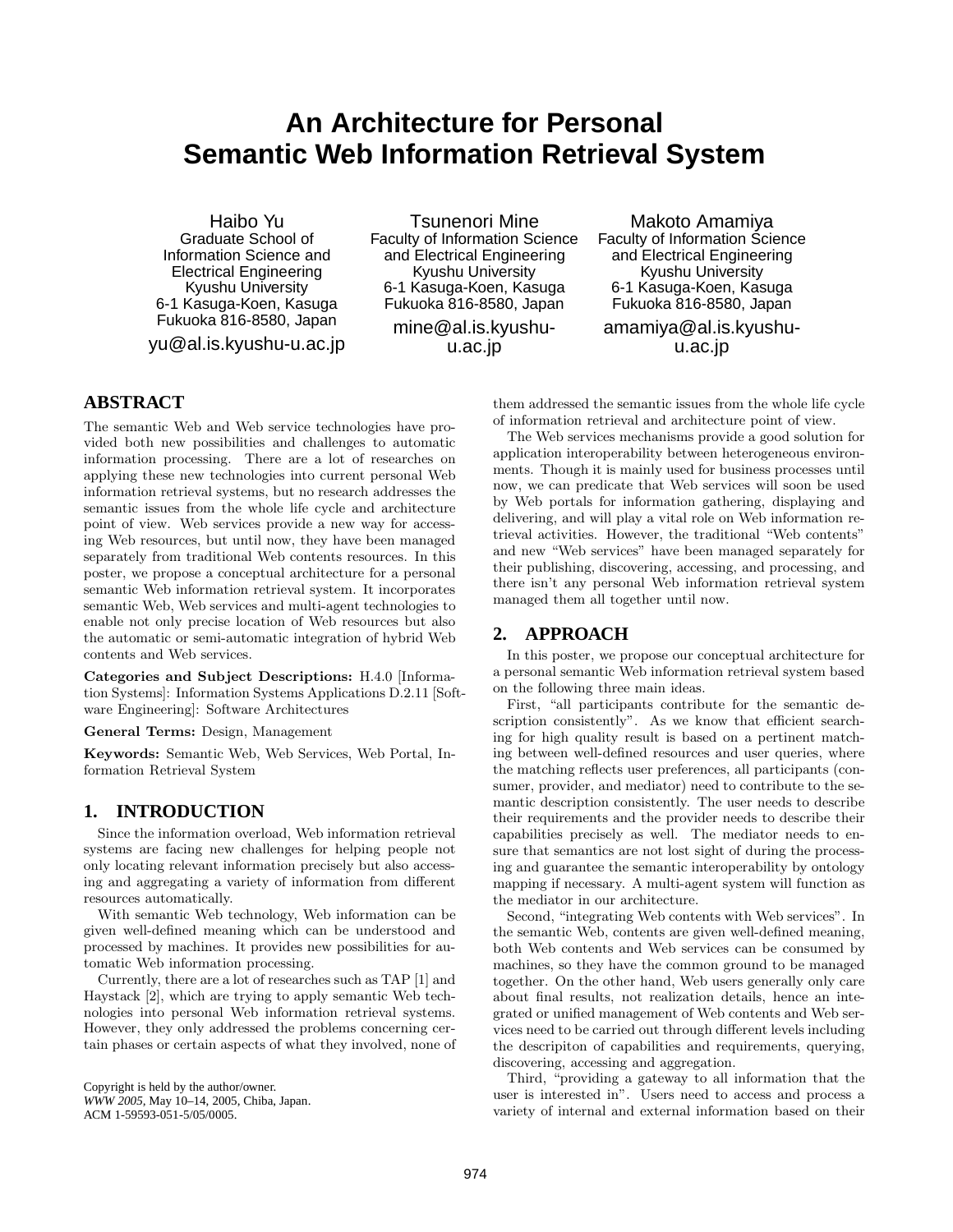# An Architecture for Personal Semantic Web Information Retrieval System

Haibo Yu
Graduate School of Information Science and Electrical Engineering
Kyushu University
6-1 Kasuga-Koen, Kasuga
Fukuoka 816-8580, Japan
yu@al.is.kyushu-u.ac.jp

Tsunenori Mine
Faculty of Information Science and Electrical Engineering
Kyushu University
6-1 Kasuga-Koen, Kasuga
Fukuoka 816-8580, Japan
mine@al.is.kyushu-u.ac.jp

Makoto Amamiya
Faculty of Information Science and Electrical Engineering
Kyushu University
6-1 Kasuga-Koen, Kasuga
Fukuoka 816-8580, Japan
amamiya@al.is.kyushu-u.ac.jp

## ABSTRACT

The semantic Web and Web service technologies have provided both new possibilities and challenges to automatic information processing. There are a lot of researches on applying these new technologies into current personal Web information retrieval systems, but no research addresses the semantic issues from the whole life cycle and architecture point of view. Web services provide a new way for accessing Web resources, but until now, they have been managed separately from traditional Web contents resources. In this poster, we propose a conceptual architecture for a personal semantic Web information retrieval system. It incorporates semantic Web, Web services and multi-agent technologies to enable not only precise location of Web resources but also the automatic or semi-automatic integration of hybrid Web contents and Web services.

**Categories and Subject Descriptions:** H.4.0 [Information Systems]: Information Systems Applications D.2.11 [Software Engineering]: Software Architectures

**General Terms:** Design, Management

**Keywords:** Semantic Web, Web Services, Web Portal, Information Retrieval System

## 1. INTRODUCTION

Since the information overload, Web information retrieval systems are facing new challenges for helping people not only locating relevant information precisely but also accessing and aggregating a variety of information from different resources automatically.

With semantic Web technology, Web information can be given well-defined meaning which can be understood and processed by machines. It provides new possibilities for automatic Web information processing.

Currently, there are a lot of researches such as TAP [1] and Haystack [2], which are trying to apply semantic Web technologies into personal Web information retrieval systems. However, they only addressed the problems concerning certain phases or certain aspects of what they involved, none of them addressed the semantic issues from the whole life cycle of information retrieval and architecture point of view.

The Web services mechanisms provide a good solution for application interoperability between heterogeneous environments. Though it is mainly used for business processes until now, we can predicate that Web services will soon be used by Web portals for information gathering, displaying and delivering, and will play a vital role on Web information retrieval activities. However, the traditional "Web contents" and new "Web services" have been managed separately for their publishing, discovering, accessing, and processing, and there isn't any personal Web information retrieval system managed them all together until now.

Copyright is held by the author/owner.
*WWW 2005*, May 10–14, 2005, Chiba, Japan.
ACM 1-59593-051-5/05/0005.

## 2. APPROACH

In this poster, we propose our conceptual architecture for a personal semantic Web information retrieval system based on the following three main ideas.

First, "all participants contribute for the semantic description consistently". As we know that efficient searching for high quality result is based on a pertinent matching between well-defined resources and user queries, where the matching reflects user preferences, all participants (consumer, provider, and mediator) need to contribute to the semantic description consistently. The user needs to describe their requirements and the provider needs to describe their capabilities precisely as well. The mediator needs to ensure that semantics are not lost sight of during the processing and guarantee the semantic interoperability by ontology mapping if necessary. A multi-agent system will function as the mediator in our architecture.

Second, "integrating Web contents with Web services". In the semantic Web, contents are given well-defined meaning, both Web contents and Web services can be consumed by machines, so they have the common ground to be managed together. On the other hand, Web users generally only care about final results, not realization details, hence an integrated or unified management of Web contents and Web services need to be carried out through different levels including the descripiton of capabilities and requirements, querying, discovering, accessing and aggregation.

Third, "providing a gateway to all information that the user is interested in". Users need to access and process a variety of internal and external information based on their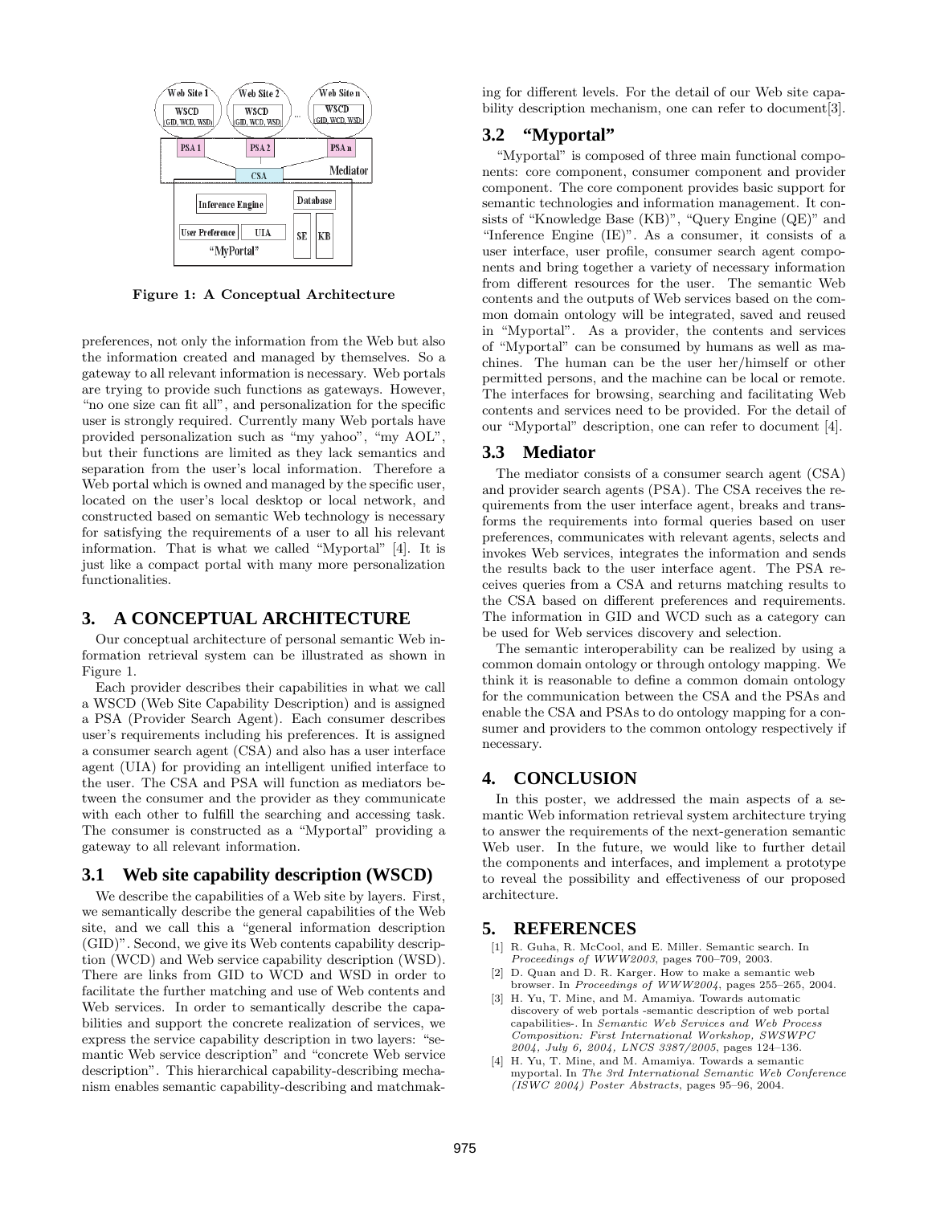Figure 1: A Conceptual Architecture

preferences, not only the information from the Web but also the information created and managed by themselves. So a gateway to all relevant information is necessary. Web portals are trying to provide such functions as gateways. However, "no one size can fit all", and personalization for the specific user is strongly required. Currently many Web portals have provided personalization such as "my yahoo", "my AOL", but their functions are limited as they lack semantics and separation from the user's local information. Therefore a Web portal which is owned and managed by the specific user, located on the user's local desktop or local network, and constructed based on semantic Web technology is necessary for satisfying the requirements of a user to all his relevant information. That is what we called "Myportal" [4]. It is just like a compact portal with many more personalization functionalities.

## 3. A CONCEPTUAL ARCHITECTURE

Our conceptual architecture of personal semantic Web information retrieval system can be illustrated as shown in Figure 1.

Each provider describes their capabilities in what we call a WSCD (Web Site Capability Description) and is assigned a PSA (Provider Search Agent). Each consumer describes user's requirements including his preferences. It is assigned a consumer search agent (CSA) and also has a user interface agent (UIA) for providing an intelligent unified interface to the user. The CSA and PSA will function as mediators between the consumer and the provider as they communicate with each other to fulfill the searching and accessing task. The consumer is constructed as a "Myportal" providing a gateway to all relevant information.

### 3.1 Web site capability description (WSCD)

We describe the capabilities of a Web site by layers. First, we semantically describe the general capabilities of the Web site, and we call this a "general information description (GID)". Second, we give its Web contents capability description (WCD) and Web service capability description (WSD). There are links from GID to WCD and WSD in order to facilitate the further matching and use of Web contents and Web services. In order to semantically describe the capabilities and support the concrete realization of services, we express the service capability description in two layers: "semantic Web service description" and "concrete Web service description". This hierarchical capability-describing mechanism enables semantic capability-describing and matchmaking for different levels. For the detail of our Web site capability description mechanism, one can refer to document[3].

### 3.2 "Myportal"

"Myportal" is composed of three main functional components: core component, consumer component and provider component. The core component provides basic support for semantic technologies and information management. It consists of "Knowledge Base (KB)", "Query Engine (QE)" and "Inference Engine (IE)". As a consumer, it consists of a user interface, user profile, consumer search agent components and bring together a variety of necessary information from different resources for the user. The semantic Web contents and the outputs of Web services based on the common domain ontology will be integrated, saved and reused in "Myportal". As a provider, the contents and services of "Myportal" can be consumed by humans as well as machines. The human can be the user her/himself or other permitted persons, and the machine can be local or remote. The interfaces for browsing, searching and facilitating Web contents and services need to be provided. For the detail of our "Myportal" description, one can refer to document [4].

### 3.3 Mediator

The mediator consists of a consumer search agent (CSA) and provider search agents (PSA). The CSA receives the requirements from the user interface agent, breaks and transforms the requirements into formal queries based on user preferences, communicates with relevant agents, selects and invokes Web services, integrates the information and sends the results back to the user interface agent. The PSA receives queries from a CSA and returns matching results to the CSA based on different preferences and requirements. The information in GID and WCD such as a category can be used for Web services discovery and selection.

The semantic interoperability can be realized by using a common domain ontology or through ontology mapping. We think it is reasonable to define a common domain ontology for the communication between the CSA and the PSAs and enable the CSA and PSAs to do ontology mapping for a consumer and providers to the common ontology respectively if necessary.

## 4. CONCLUSION

In this poster, we addressed the main aspects of a semantic Web information retrieval system architecture trying to answer the requirements of the next-generation semantic Web user. In the future, we would like to further detail the components and interfaces, and implement a prototype to reveal the possibility and effectiveness of our proposed architecture.

## 5. REFERENCES

[1] R. Guha, R. McCool, and E. Miller. Semantic search. In *Proceedings of WWW2003*, pages 700–709, 2003.

[2] D. Quan and D. R. Karger. How to make a semantic web browser. In *Proceedings of WWW2004*, pages 255–265, 2004.

[3] H. Yu, T. Mine, and M. Amamiya. Towards automatic discovery of web portals -semantic description of web portal capabilities-. In *Semantic Web Services and Web Process Composition: First International Workshop, SWSWPC 2004, July 6, 2004, LNCS 3387/2005*, pages 124–136.

[4] H. Yu, T. Mine, and M. Amamiya. Towards a semantic myportal. In *The 3rd International Semantic Web Conference (ISWC 2004) Poster Abstracts*, pages 95–96, 2004.